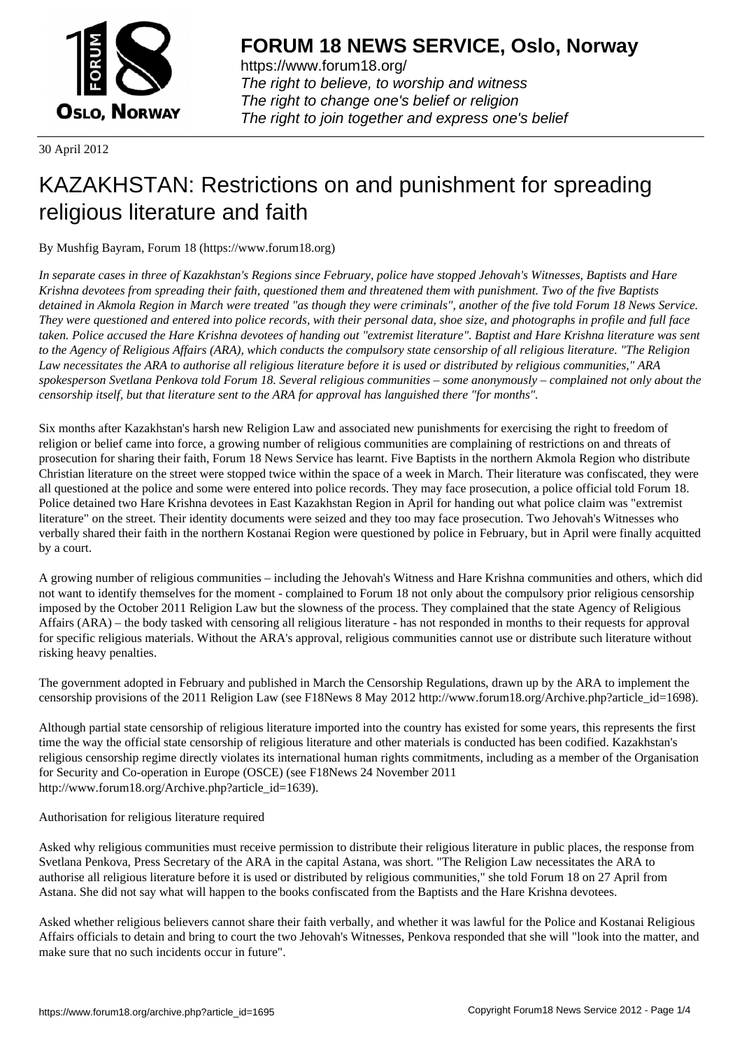# FORUM 18 NEWS SERVICE, Oslo, Norway

https://www.forum18.org/
*The right to believe, to worship and witness*
*The right to change one's belief or religion*
*The right to join together and express one's belief*

30 April 2012

# KAZAKHSTAN: Restrictions on and punishment for spreading religious literature and faith

By Mushfig Bayram, Forum 18 (https://www.forum18.org)

*In separate cases in three of Kazakhstan's Regions since February, police have stopped Jehovah's Witnesses, Baptists and Hare Krishna devotees from spreading their faith, questioned them and threatened them with punishment. Two of the five Baptists detained in Akmola Region in March were treated "as though they were criminals", another of the five told Forum 18 News Service. They were questioned and entered into police records, with their personal data, shoe size, and photographs in profile and full face taken. Police accused the Hare Krishna devotees of handing out "extremist literature". Baptist and Hare Krishna literature was sent to the Agency of Religious Affairs (ARA), which conducts the compulsory state censorship of all religious literature. "The Religion Law necessitates the ARA to authorise all religious literature before it is used or distributed by religious communities," ARA spokesperson Svetlana Penkova told Forum 18. Several religious communities – some anonymously – complained not only about the censorship itself, but that literature sent to the ARA for approval has languished there "for months".*

Six months after Kazakhstan's harsh new Religion Law and associated new punishments for exercising the right to freedom of religion or belief came into force, a growing number of religious communities are complaining of restrictions on and threats of prosecution for sharing their faith, Forum 18 News Service has learnt. Five Baptists in the northern Akmola Region who distribute Christian literature on the street were stopped twice within the space of a week in March. Their literature was confiscated, they were all questioned at the police and some were entered into police records. They may face prosecution, a police official told Forum 18. Police detained two Hare Krishna devotees in East Kazakhstan Region in April for handing out what police claim was "extremist literature" on the street. Their identity documents were seized and they too may face prosecution. Two Jehovah's Witnesses who verbally shared their faith in the northern Kostanai Region were questioned by police in February, but in April were finally acquitted by a court.

A growing number of religious communities – including the Jehovah's Witness and Hare Krishna communities and others, which did not want to identify themselves for the moment - complained to Forum 18 not only about the compulsory prior religious censorship imposed by the October 2011 Religion Law but the slowness of the process. They complained that the state Agency of Religious Affairs (ARA) – the body tasked with censoring all religious literature - has not responded in months to their requests for approval for specific religious materials. Without the ARA's approval, religious communities cannot use or distribute such literature without risking heavy penalties.

The government adopted in February and published in March the Censorship Regulations, drawn up by the ARA to implement the censorship provisions of the 2011 Religion Law (see F18News 8 May 2012 http://www.forum18.org/Archive.php?article_id=1698).

Although partial state censorship of religious literature imported into the country has existed for some years, this represents the first time the way the official state censorship of religious literature and other materials is conducted has been codified. Kazakhstan's religious censorship regime directly violates its international human rights commitments, including as a member of the Organisation for Security and Co-operation in Europe (OSCE) (see F18News 24 November 2011 http://www.forum18.org/Archive.php?article_id=1639).

Authorisation for religious literature required

Asked why religious communities must receive permission to distribute their religious literature in public places, the response from Svetlana Penkova, Press Secretary of the ARA in the capital Astana, was short. "The Religion Law necessitates the ARA to authorise all religious literature before it is used or distributed by religious communities," she told Forum 18 on 27 April from Astana. She did not say what will happen to the books confiscated from the Baptists and the Hare Krishna devotees.

Asked whether religious believers cannot share their faith verbally, and whether it was lawful for the Police and Kostanai Religious Affairs officials to detain and bring to court the two Jehovah's Witnesses, Penkova responded that she will "look into the matter, and make sure that no such incidents occur in future".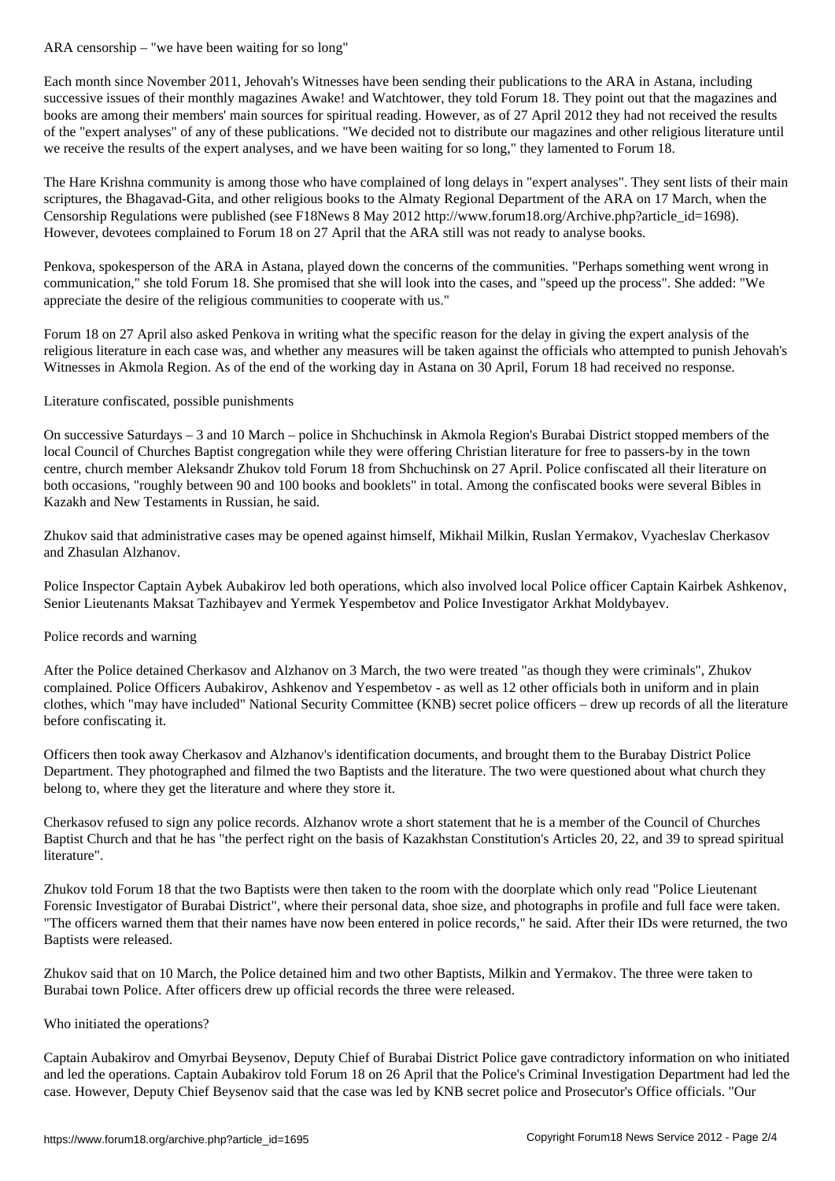## ARA censorship – "we have been waiting for so long"

Each month since November 2011, Jehovah's Witnesses have been sending their publications to the ARA in Astana, including successive issues of their monthly magazines Awake! and Watchtower, they told Forum 18. They point out that the magazines and books are among their members' main sources for spiritual reading. However, as of 27 April 2012 they had not received the results of the "expert analyses" of any of these publications. "We decided not to distribute our magazines and other religious literature until we receive the results of the expert analyses, and we have been waiting for so long," they lamented to Forum 18.

The Hare Krishna community is among those who have complained of long delays in "expert analyses". They sent lists of their main scriptures, the Bhagavad-Gita, and other religious books to the Almaty Regional Department of the ARA on 17 March, when the Censorship Regulations were published (see F18News 8 May 2012 http://www.forum18.org/Archive.php?article_id=1698). However, devotees complained to Forum 18 on 27 April that the ARA still was not ready to analyse books.

Penkova, spokesperson of the ARA in Astana, played down the concerns of the communities. "Perhaps something went wrong in communication," she told Forum 18. She promised that she will look into the cases, and "speed up the process". She added: "We appreciate the desire of the religious communities to cooperate with us."

Forum 18 on 27 April also asked Penkova in writing what the specific reason for the delay in giving the expert analysis of the religious literature in each case was, and whether any measures will be taken against the officials who attempted to punish Jehovah's Witnesses in Akmola Region. As of the end of the working day in Astana on 30 April, Forum 18 had received no response.

## Literature confiscated, possible punishments

On successive Saturdays – 3 and 10 March – police in Shchuchinsk in Akmola Region's Burabai District stopped members of the local Council of Churches Baptist congregation while they were offering Christian literature for free to passers-by in the town centre, church member Aleksandr Zhukov told Forum 18 from Shchuchinsk on 27 April. Police confiscated all their literature on both occasions, "roughly between 90 and 100 books and booklets" in total. Among the confiscated books were several Bibles in Kazakh and New Testaments in Russian, he said.

Zhukov said that administrative cases may be opened against himself, Mikhail Milkin, Ruslan Yermakov, Vyacheslav Cherkasov and Zhasulan Alzhanov.

Police Inspector Captain Aybek Aubakirov led both operations, which also involved local Police officer Captain Kairbek Ashkenov, Senior Lieutenants Maksat Tazhibayev and Yermek Yespembetov and Police Investigator Arkhat Moldybayev.

## Police records and warning

After the Police detained Cherkasov and Alzhanov on 3 March, the two were treated "as though they were criminals", Zhukov complained. Police Officers Aubakirov, Ashkenov and Yespembetov - as well as 12 other officials both in uniform and in plain clothes, which "may have included" National Security Committee (KNB) secret police officers – drew up records of all the literature before confiscating it.

Officers then took away Cherkasov and Alzhanov's identification documents, and brought them to the Burabay District Police Department. They photographed and filmed the two Baptists and the literature. The two were questioned about what church they belong to, where they get the literature and where they store it.

Cherkasov refused to sign any police records. Alzhanov wrote a short statement that he is a member of the Council of Churches Baptist Church and that he has "the perfect right on the basis of Kazakhstan Constitution's Articles 20, 22, and 39 to spread spiritual literature".

Zhukov told Forum 18 that the two Baptists were then taken to the room with the doorplate which only read "Police Lieutenant Forensic Investigator of Burabai District", where their personal data, shoe size, and photographs in profile and full face were taken. "The officers warned them that their names have now been entered in police records," he said. After their IDs were returned, the two Baptists were released.

Zhukov said that on 10 March, the Police detained him and two other Baptists, Milkin and Yermakov. The three were taken to Burabai town Police. After officers drew up official records the three were released.

## Who initiated the operations?

Captain Aubakirov and Omyrbai Beysenov, Deputy Chief of Burabai District Police gave contradictory information on who initiated and led the operations. Captain Aubakirov told Forum 18 on 26 April that the Police's Criminal Investigation Department had led the case. However, Deputy Chief Beysenov said that the case was led by KNB secret police and Prosecutor's Office officials. "Our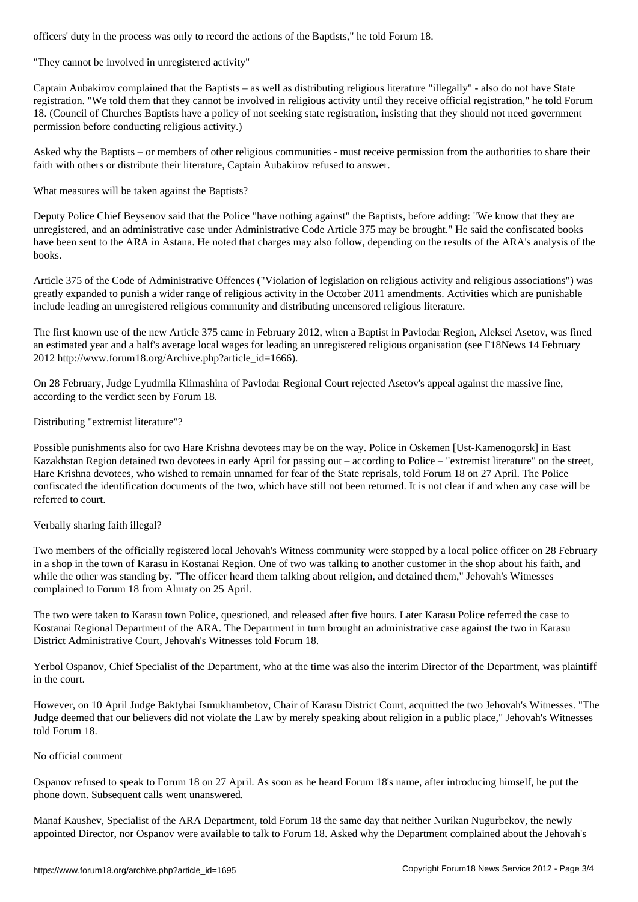officers' duty in the process was only to record the actions of the Baptists," he told Forum 18.

"They cannot be involved in unregistered activity"

Captain Aubakirov complained that the Baptists – as well as distributing religious literature "illegally" - also do not have State registration. "We told them that they cannot be involved in religious activity until they receive official registration," he told Forum 18. (Council of Churches Baptists have a policy of not seeking state registration, insisting that they should not need government permission before conducting religious activity.)

Asked why the Baptists – or members of other religious communities - must receive permission from the authorities to share their faith with others or distribute their literature, Captain Aubakirov refused to answer.

What measures will be taken against the Baptists?

Deputy Police Chief Beysenov said that the Police "have nothing against" the Baptists, before adding: "We know that they are unregistered, and an administrative case under Administrative Code Article 375 may be brought." He said the confiscated books have been sent to the ARA in Astana. He noted that charges may also follow, depending on the results of the ARA's analysis of the books.

Article 375 of the Code of Administrative Offences ("Violation of legislation on religious activity and religious associations") was greatly expanded to punish a wider range of religious activity in the October 2011 amendments. Activities which are punishable include leading an unregistered religious community and distributing uncensored religious literature.

The first known use of the new Article 375 came in February 2012, when a Baptist in Pavlodar Region, Aleksei Asetov, was fined an estimated year and a half's average local wages for leading an unregistered religious organisation (see F18News 14 February 2012 http://www.forum18.org/Archive.php?article_id=1666).

On 28 February, Judge Lyudmila Klimashina of Pavlodar Regional Court rejected Asetov's appeal against the massive fine, according to the verdict seen by Forum 18.

Distributing "extremist literature"?

Possible punishments also for two Hare Krishna devotees may be on the way. Police in Oskemen [Ust-Kamenogorsk] in East Kazakhstan Region detained two devotees in early April for passing out – according to Police – "extremist literature" on the street, Hare Krishna devotees, who wished to remain unnamed for fear of the State reprisals, told Forum 18 on 27 April. The Police confiscated the identification documents of the two, which have still not been returned. It is not clear if and when any case will be referred to court.

Verbally sharing faith illegal?

Two members of the officially registered local Jehovah's Witness community were stopped by a local police officer on 28 February in a shop in the town of Karasu in Kostanai Region. One of two was talking to another customer in the shop about his faith, and while the other was standing by. "The officer heard them talking about religion, and detained them," Jehovah's Witnesses complained to Forum 18 from Almaty on 25 April.

The two were taken to Karasu town Police, questioned, and released after five hours. Later Karasu Police referred the case to Kostanai Regional Department of the ARA. The Department in turn brought an administrative case against the two in Karasu District Administrative Court, Jehovah's Witnesses told Forum 18.

Yerbol Ospanov, Chief Specialist of the Department, who at the time was also the interim Director of the Department, was plaintiff in the court.

However, on 10 April Judge Baktybai Ismukhambetov, Chair of Karasu District Court, acquitted the two Jehovah's Witnesses. "The Judge deemed that our believers did not violate the Law by merely speaking about religion in a public place," Jehovah's Witnesses told Forum 18.

No official comment

Ospanov refused to speak to Forum 18 on 27 April. As soon as he heard Forum 18's name, after introducing himself, he put the phone down. Subsequent calls went unanswered.

Manaf Kaushev, Specialist of the ARA Department, told Forum 18 the same day that neither Nurikan Nugurbekov, the newly appointed Director, nor Ospanov were available to talk to Forum 18. Asked why the Department complained about the Jehovah's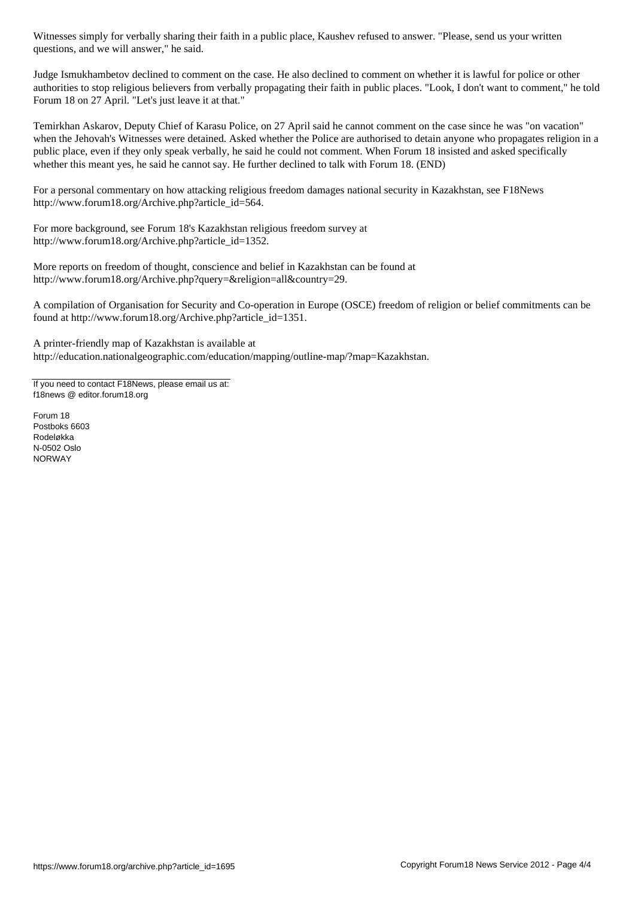Witnesses simply for verbally sharing their faith in a public place, Kaushev refused to answer. "Please, send us your written questions, and we will answer," he said.

Judge Ismukhambetov declined to comment on the case. He also declined to comment on whether it is lawful for police or other authorities to stop religious believers from verbally propagating their faith in public places. "Look, I don't want to comment," he told Forum 18 on 27 April. "Let's just leave it at that."

Temirkhan Askarov, Deputy Chief of Karasu Police, on 27 April said he cannot comment on the case since he was "on vacation" when the Jehovah's Witnesses were detained. Asked whether the Police are authorised to detain anyone who propagates religion in a public place, even if they only speak verbally, he said he could not comment. When Forum 18 insisted and asked specifically whether this meant yes, he said he cannot say. He further declined to talk with Forum 18. (END)

For a personal commentary on how attacking religious freedom damages national security in Kazakhstan, see F18News http://www.forum18.org/Archive.php?article_id=564.

For more background, see Forum 18's Kazakhstan religious freedom survey at http://www.forum18.org/Archive.php?article_id=1352.

More reports on freedom of thought, conscience and belief in Kazakhstan can be found at http://www.forum18.org/Archive.php?query=&religion=all&country=29.

A compilation of Organisation for Security and Co-operation in Europe (OSCE) freedom of religion or belief commitments can be found at http://www.forum18.org/Archive.php?article_id=1351.

A printer-friendly map of Kazakhstan is available at http://education.nationalgeographic.com/education/mapping/outline-map/?map=Kazakhstan.

---

If you need to contact F18News, please email us at:
f18news @ editor.forum18.org

Forum 18
Postboks 6603
Rodeløkka
N-0502 Oslo
NORWAY